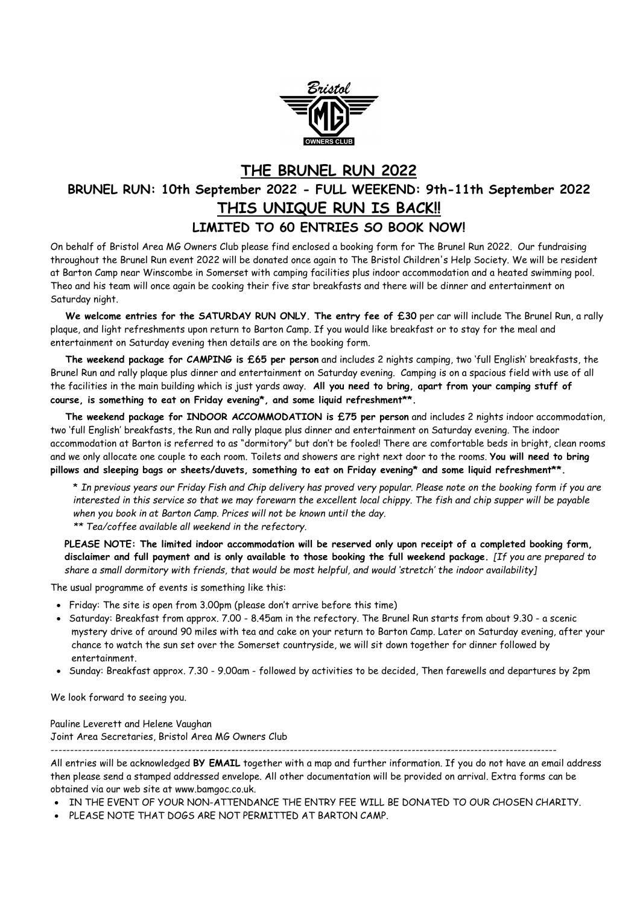# THE BRUNEL RUN 2022

## BRUNEL RUN: 10th September 2022 - FULL WEEKEND: 9th-11th September 2022

## THIS UNIQUE RUN IS BACK!!

### LIMITED TO 60 ENTRIES SO BOOK NOW!

On behalf of Bristol Area MG Owners Club please find enclosed a booking form for The Brunel Run 2022. Our fundraising throughout the Brunel Run event 2022 will be donated once again to The Bristol Children's Help Society. We will be resident at Barton Camp near Winscombe in Somerset with camping facilities plus indoor accommodation and a heated swimming pool. Theo and his team will once again be cooking their five star breakfasts and there will be dinner and entertainment on Saturday night.

**We welcome entries for the SATURDAY RUN ONLY. The entry fee of £30** per car will include The Brunel Run, a rally plaque, and light refreshments upon return to Barton Camp. If you would like breakfast or to stay for the meal and entertainment on Saturday evening then details are on the booking form.

**The weekend package for CAMPING is £65 per person** and includes 2 nights camping, two 'full English' breakfasts, the Brunel Run and rally plaque plus dinner and entertainment on Saturday evening. Camping is on a spacious field with use of all the facilities in the main building which is just yards away. **All you need to bring, apart from your camping stuff of course, is something to eat on Friday evening\*, and some liquid refreshment\*\*.**

**The weekend package for INDOOR ACCOMMODATION is £75 per person** and includes 2 nights indoor accommodation, two 'full English' breakfasts, the Run and rally plaque plus dinner and entertainment on Saturday evening. The indoor accommodation at Barton is referred to as "dormitory" but don't be fooled! There are comfortable beds in bright, clean rooms and we only allocate one couple to each room. Toilets and showers are right next door to the rooms. **You will need to bring pillows and sleeping bags or sheets/duvets, something to eat on Friday evening\* and some liquid refreshment\*\*.**

*\* In previous years our Friday Fish and Chip delivery has proved very popular. Please note on the booking form if you are interested in this service so that we may forewarn the excellent local chippy. The fish and chip supper will be payable when you book in at Barton Camp. Prices will not be known until the day.*
*\*\* Tea/coffee available all weekend in the refectory.*

**PLEASE NOTE: The limited indoor accommodation will be reserved only upon receipt of a completed booking form, disclaimer and full payment and is only available to those booking the full weekend package.** *[If you are prepared to share a small dormitory with friends, that would be most helpful, and would 'stretch' the indoor availability]*

The usual programme of events is something like this:

- Friday: The site is open from 3.00pm (please don't arrive before this time)
- Saturday: Breakfast from approx. 7.00 - 8.45am in the refectory. The Brunel Run starts from about 9.30 - a scenic mystery drive of around 90 miles with tea and cake on your return to Barton Camp. Later on Saturday evening, after your chance to watch the sun set over the Somerset countryside, we will sit down together for dinner followed by entertainment.
- Sunday: Breakfast approx. 7.30 - 9.00am - followed by activities to be decided, Then farewells and departures by 2pm

We look forward to seeing you.

Pauline Leverett and Helene Vaughan
Joint Area Secretaries, Bristol Area MG Owners Club

---

All entries will be acknowledged **BY EMAIL** together with a map and further information. If you do not have an email address then please send a stamped addressed envelope. All other documentation will be provided on arrival. Extra forms can be obtained via our web site at www.bamgoc.co.uk.

- IN THE EVENT OF YOUR NON-ATTENDANCE THE ENTRY FEE WILL BE DONATED TO OUR CHOSEN CHARITY.
- PLEASE NOTE THAT DOGS ARE NOT PERMITTED AT BARTON CAMP.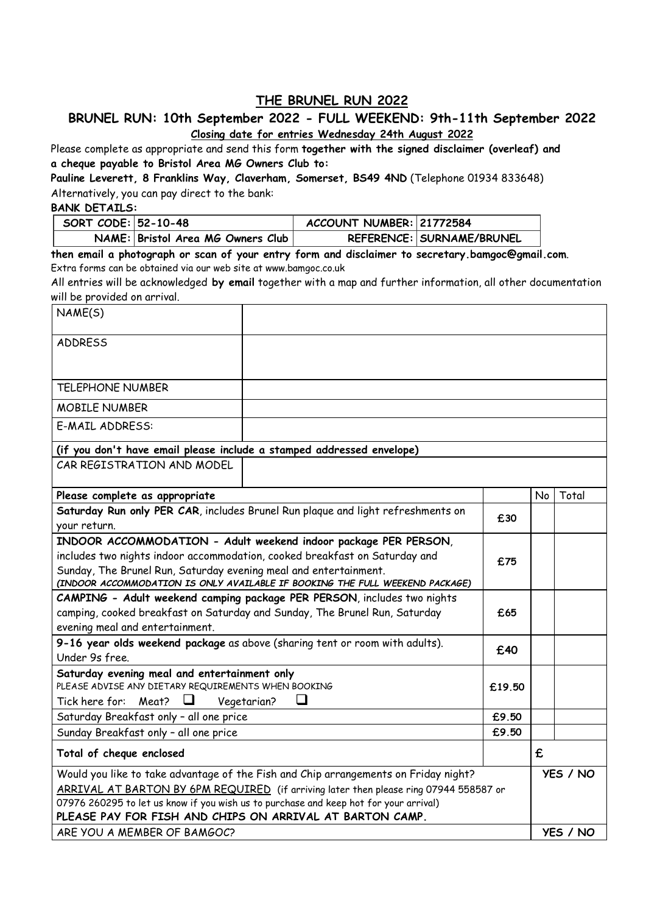# THE BRUNEL RUN 2022

## BRUNEL RUN: 10th September 2022 - FULL WEEKEND: 9th-11th September 2022

**Closing date for entries Wednesday 24th August 2022**

Please complete as appropriate and send this form **together with the signed disclaimer (overleaf) and a cheque payable to Bristol Area MG Owners Club to:**

**Pauline Leverett, 8 Franklins Way, Claverham, Somerset, BS49 4ND** (Telephone 01934 833648)

Alternatively, you can pay direct to the bank:

**BANK DETAILS:**

| SORT CODE: | 52-10-48 | ACCOUNT NUMBER: | 21772584 |
|---|---|---|---|
| NAME: | Bristol Area MG Owners Club | REFERENCE: | SURNAME/BRUNEL |

**then email a photograph or scan of your entry form and disclaimer to secretary.bamgoc@gmail.com**.

Extra forms can be obtained via our web site at www.bamgoc.co.uk

All entries will be acknowledged **by email** together with a map and further information, all other documentation will be provided on arrival.

| NAME(S) | |
|---|---|
| ADDRESS | |
| TELEPHONE NUMBER | |
| MOBILE NUMBER | |
| E-MAIL ADDRESS: | |
| **(if you don't have email please include a stamped addressed envelope)** | |
| CAR REGISTRATION AND MODEL | |

| **Please complete as appropriate** | | No | Total |
|---|---|---|---|
| **Saturday Run only PER CAR**, includes Brunel Run plaque and light refreshments on your return. | £30 | | |
| **INDOOR ACCOMMODATION - Adult weekend indoor package PER PERSON**, includes two nights indoor accommodation, cooked breakfast on Saturday and Sunday, The Brunel Run, Saturday evening meal and entertainment. *(INDOOR ACCOMMODATION IS ONLY AVAILABLE IF BOOKING THE FULL WEEKEND PACKAGE)* | £75 | | |
| **CAMPING - Adult weekend camping package PER PERSON**, includes two nights camping, cooked breakfast on Saturday and Sunday, The Brunel Run, Saturday evening meal and entertainment. | £65 | | |
| **9-16 year olds weekend package** as above (sharing tent or room with adults). Under 9s free. | £40 | | |
| **Saturday evening meal and entertainment only** PLEASE ADVISE ANY DIETARY REQUIREMENTS WHEN BOOKING Tick here for: Meat? ☐ Vegetarian? ☐ | £19.50 | | |
| Saturday Breakfast only – all one price | £9.50 | | |
| Sunday Breakfast only – all one price | £9.50 | | |
| **Total of cheque enclosed** | | £ | |
| Would you like to take advantage of the Fish and Chip arrangements on Friday night? ARRIVAL AT BARTON BY 6PM REQUIRED (if arriving later then please ring 07944 558587 or 07976 260295 to let us know if you wish us to purchase and keep hot for your arrival) **PLEASE PAY FOR FISH AND CHIPS ON ARRIVAL AT BARTON CAMP.** | | YES / NO | |
| ARE YOU A MEMBER OF BAMGOC? | | YES / NO | |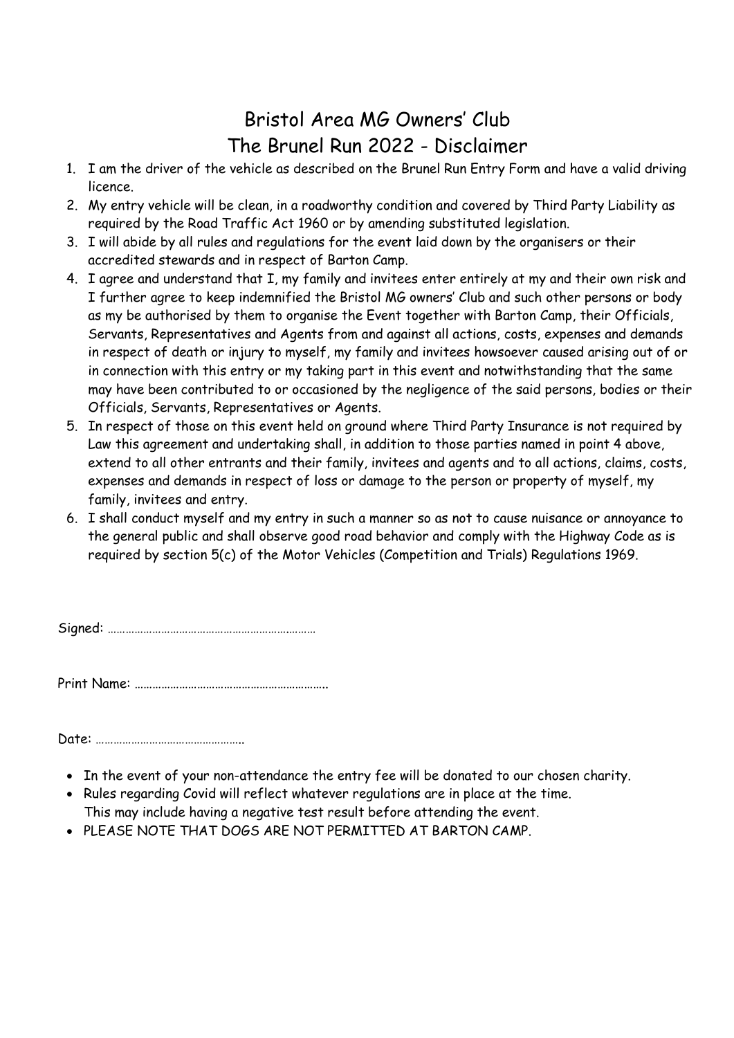# Bristol Area MG Owners' Club
# The Brunel Run 2022 - Disclaimer

1. I am the driver of the vehicle as described on the Brunel Run Entry Form and have a valid driving licence.
2. My entry vehicle will be clean, in a roadworthy condition and covered by Third Party Liability as required by the Road Traffic Act 1960 or by amending substituted legislation.
3. I will abide by all rules and regulations for the event laid down by the organisers or their accredited stewards and in respect of Barton Camp.
4. I agree and understand that I, my family and invitees enter entirely at my and their own risk and I further agree to keep indemnified the Bristol MG owners' Club and such other persons or body as my be authorised by them to organise the Event together with Barton Camp, their Officials, Servants, Representatives and Agents from and against all actions, costs, expenses and demands in respect of death or injury to myself, my family and invitees howsoever caused arising out of or in connection with this entry or my taking part in this event and notwithstanding that the same may have been contributed to or occasioned by the negligence of the said persons, bodies or their Officials, Servants, Representatives or Agents.
5. In respect of those on this event held on ground where Third Party Insurance is not required by Law this agreement and undertaking shall, in addition to those parties named in point 4 above, extend to all other entrants and their family, invitees and agents and to all actions, claims, costs, expenses and demands in respect of loss or damage to the person or property of myself, my family, invitees and entry.
6. I shall conduct myself and my entry in such a manner so as not to cause nuisance or annoyance to the general public and shall observe good road behavior and comply with the Highway Code as is required by section 5(c) of the Motor Vehicles (Competition and Trials) Regulations 1969.

Signed: …………………………………………………………

Print Name: ……………………………………………………..

Date: …………………………………………..

- In the event of your non-attendance the entry fee will be donated to our chosen charity.
- Rules regarding Covid will reflect whatever regulations are in place at the time.
  This may include having a negative test result before attending the event.
- PLEASE NOTE THAT DOGS ARE NOT PERMITTED AT BARTON CAMP.